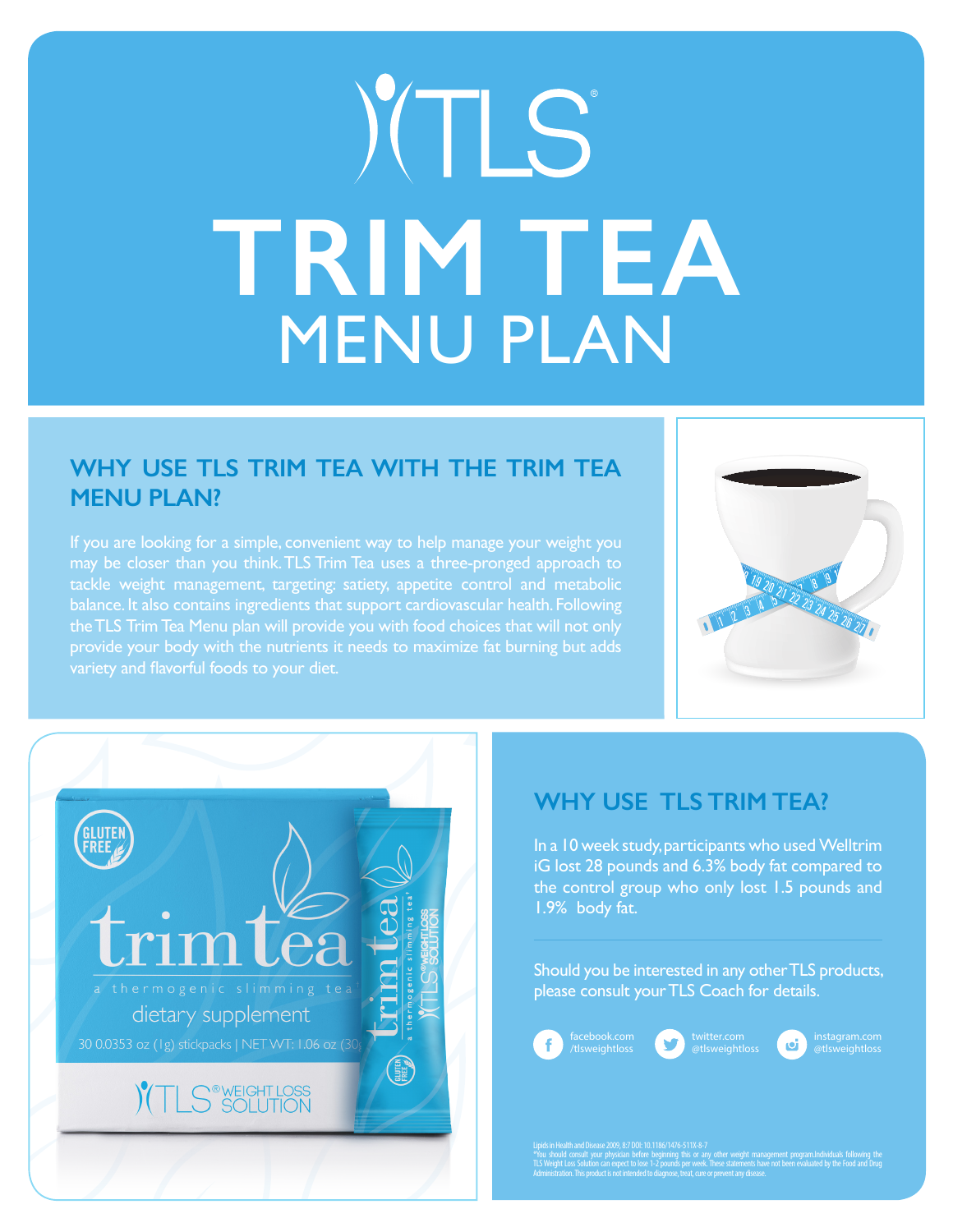# TLS® TRIM TEA MENU PLAN

## WHY USE TLS TRIM TEA WITH THE TRIM TEA MENU PLAN?

If you are looking for a simple, convenient way to help manage your weight you may be closer than you think. TLS Trim Tea uses a three-pronged approach to tackle weight management, targeting: satiety, appetite control and metabolic balance. It also contains ingredients that support cardiovascular health. Following the TLS Trim Tea Menu plan will provide you with food choices that will not only provide your body with the nutrients it needs to maximize fat burning but adds variety and flavorful foods to your diet.

## WHY USE TLS TRIM TEA?

In a 10 week study, participants who used Welltrim iG lost 28 pounds and 6.3% body fat compared to the control group who only lost 1.5 pounds and 1.9% body fat.

Should you be interested in any other TLS products, please consult your TLS Coach for details.

facebook.com/tlsweightloss

twitter.com @tlsweightloss

instagram.com @tlsweightloss

Lipids in Health and Disease 2009, 8:7 DOI: 10.1186/1476-511X-8-7

*You should consult your physician before beginning this or any other weight management program.Individuals following the TLS Weight Loss Solution can expect to lose 1-2 pounds per week. These statements have not been evaluated by the Food and Drug Administration. This product is not intended to diagnose, treat, cure or prevent any disease.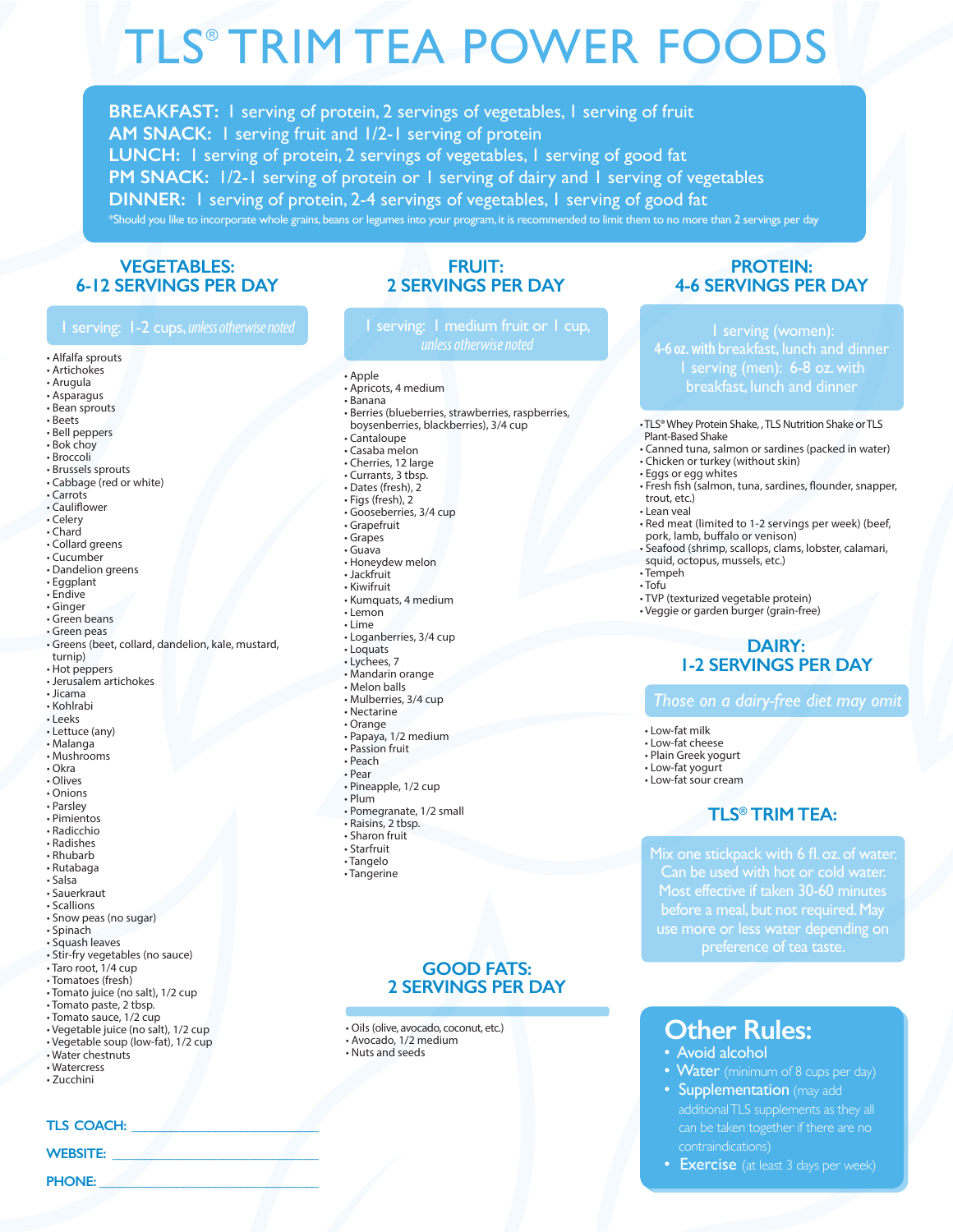# TLS® TRIM TEA POWER FOODS

**BREAKFAST:** 1 serving of protein, 2 servings of vegetables, 1 serving of fruit
**AM SNACK:** 1 serving fruit and 1/2-1 serving of protein
**LUNCH:** 1 serving of protein, 2 servings of vegetables, 1 serving of good fat
**PM SNACK:** 1/2-1 serving of protein or 1 serving of dairy and 1 serving of vegetables
**DINNER:** 1 serving of protein, 2-4 servings of vegetables, 1 serving of good fat

*Should you like to incorporate whole grains, beans or legumes into your program, it is recommended to limit them to no more than 2 servings per day

## VEGETABLES: 6-12 SERVINGS PER DAY

1 serving: 1-2 cups, *unless otherwise noted*

- Alfalfa sprouts
- Artichokes
- Arugula
- Asparagus
- Bean sprouts
- Beets
- Bell peppers
- Bok choy
- Broccoli
- Brussels sprouts
- Cabbage (red or white)
- Carrots
- Cauliflower
- Celery
- Chard
- Collard greens
- Cucumber
- Dandelion greens
- Eggplant
- Endive
- Ginger
- Green beans
- Green peas
- Greens (beet, collard, dandelion, kale, mustard, turnip)
- Hot peppers
- Jerusalem artichokes
- Jicama
- Kohlrabi
- Leeks
- Lettuce (any)
- Malanga
- Mushrooms
- Okra
- Olives
- Onions
- Parsley
- Pimientos
- Radicchio
- Radishes
- Rhubarb
- Rutabaga
- Salsa
- Sauerkraut
- Scallions
- Snow peas (no sugar)
- Spinach
- Squash leaves
- Stir-fry vegetables (no sauce)
- Taro root, 1/4 cup
- Tomatoes (fresh)
- Tomato juice (no salt), 1/2 cup
- Tomato paste, 2 tbsp.
- Tomato sauce, 1/2 cup
- Vegetable juice (no salt), 1/2 cup
- Vegetable soup (low-fat), 1/2 cup
- Water chestnuts
- Watercress
- Zucchini

**TLS COACH:** ______________________

**WEBSITE:** ______________________

**PHONE:** ______________________

## FRUIT: 2 SERVINGS PER DAY

1 serving: 1 medium fruit or 1 cup, *unless otherwise noted*

- Apple
- Apricots, 4 medium
- Banana
- Berries (blueberries, strawberries, raspberries, boysenberries, blackberries), 3/4 cup
- Cantaloupe
- Casaba melon
- Cherries, 12 large
- Currants, 3 tbsp.
- Dates (fresh), 2
- Figs (fresh), 2
- Gooseberries, 3/4 cup
- Grapefruit
- Grapes
- Guava
- Honeydew melon
- Jackfruit
- Kiwifruit
- Kumquats, 4 medium
- Lemon
- Lime
- Loganberries, 3/4 cup
- Loquats
- Lychees, 7
- Mandarin orange
- Melon balls
- Mulberries, 3/4 cup
- Nectarine
- Orange
- Papaya, 1/2 medium
- Passion fruit
- Peach
- Pear
- Pineapple, 1/2 cup
- Plum
- Pomegranate, 1/2 small
- Raisins, 2 tbsp.
- Sharon fruit
- Starfruit
- Tangelo
- Tangerine

## GOOD FATS: 2 SERVINGS PER DAY

- Oils (olive, avocado, coconut, etc.)
- Avocado, 1/2 medium
- Nuts and seeds

## PROTEIN: 4-6 SERVINGS PER DAY

1 serving (women): 4-6 oz. with breakfast, lunch and dinner
1 serving (men): 6-8 oz. with breakfast, lunch and dinner

- TLS® Whey Protein Shake, , TLS Nutrition Shake or TLS Plant-Based Shake
- Canned tuna, salmon or sardines (packed in water)
- Chicken or turkey (without skin)
- Eggs or egg whites
- Fresh fish (salmon, tuna, sardines, flounder, snapper, trout, etc.)
- Lean veal
- Red meat (limited to 1-2 servings per week) (beef, pork, lamb, buffalo or venison)
- Seafood (shrimp, scallops, clams, lobster, calamari, squid, octopus, mussels, etc.)
- Tempeh
- Tofu
- TVP (texturized vegetable protein)
- Veggie or garden burger (grain-free)

## DAIRY: 1-2 SERVINGS PER DAY

*Those on a dairy-free diet may omit*

- Low-fat milk
- Low-fat cheese
- Plain Greek yogurt
- Low-fat yogurt
- Low-fat sour cream

## TLS® TRIM TEA:

Mix one stickpack with 6 fl. oz. of water. Can be used with hot or cold water. Most effective if taken 30-60 minutes before a meal, but not required. May use more or less water depending on preference of tea taste.

## Other Rules:

- Avoid alcohol
- Water (minimum of 8 cups per day)
- Supplementation (may add additional TLS supplements as they all can be taken together if there are no contraindications)
- Exercise (at least 3 days per week)